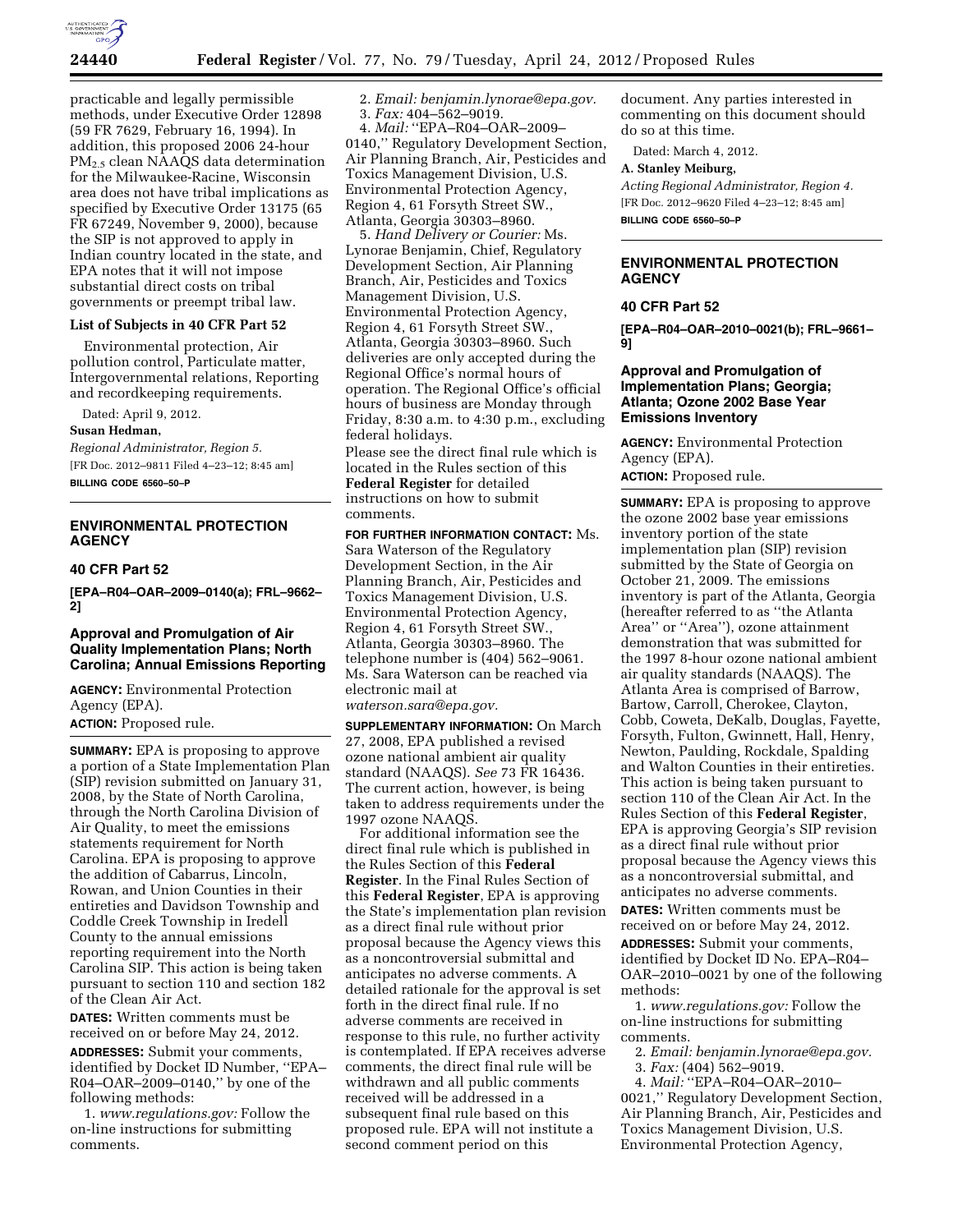practicable and legally permissible methods, under Executive Order 12898 (59 FR 7629, February 16, 1994). In addition, this proposed 2006 24-hour $PM_{2.5}$ clean NAAQS data determination for the Milwaukee-Racine, Wisconsin area does not have tribal implications as specified by Executive Order 13175 (65 FR 67249, November 9, 2000), because the SIP is not approved to apply in Indian country located in the state, and EPA notes that it will not impose substantial direct costs on tribal governments or preempt tribal law.

### List of Subjects in 40 CFR Part 52

Environmental protection, Air pollution control, Particulate matter, Intergovernmental relations, Reporting and recordkeeping requirements.

Dated: April 9, 2012.

**Susan Hedman,**

*Regional Administrator, Region 5.*

[FR Doc. 2012–9811 Filed 4–23–12; 8:45 am]

**BILLING CODE 6560–50–P**

---

## ENVIRONMENTAL PROTECTION AGENCY

### 40 CFR Part 52

**[EPA–R04–OAR–2009–0140(a); FRL–9662–2]**

### Approval and Promulgation of Air Quality Implementation Plans; North Carolina; Annual Emissions Reporting

**AGENCY:** Environmental Protection Agency (EPA).

**ACTION:** Proposed rule.

**SUMMARY:** EPA is proposing to approve a portion of a State Implementation Plan (SIP) revision submitted on January 31, 2008, by the State of North Carolina, through the North Carolina Division of Air Quality, to meet the emissions statements requirement for North Carolina. EPA is proposing to approve the addition of Cabarrus, Lincoln, Rowan, and Union Counties in their entireties and Davidson Township and Coddle Creek Township in Iredell County to the annual emissions reporting requirement into the North Carolina SIP. This action is being taken pursuant to section 110 and section 182 of the Clean Air Act.

**DATES:** Written comments must be received on or before May 24, 2012.

**ADDRESSES:** Submit your comments, identified by Docket ID Number, ''EPA–R04–OAR–2009–0140,'' by one of the following methods:

1. *www.regulations.gov:* Follow the on-line instructions for submitting comments.
2. *Email: benjamin.lynorae@epa.gov.*
3. *Fax:* 404–562–9019.
4. *Mail:* ''EPA–R04–OAR–2009–0140,'' Regulatory Development Section, Air Planning Branch, Air, Pesticides and Toxics Management Division, U.S. Environmental Protection Agency, Region 4, 61 Forsyth Street SW., Atlanta, Georgia 30303–8960.
5. *Hand Delivery or Courier:* Ms. Lynorae Benjamin, Chief, Regulatory Development Section, Air Planning Branch, Air, Pesticides and Toxics Management Division, U.S. Environmental Protection Agency, Region 4, 61 Forsyth Street SW., Atlanta, Georgia 30303–8960. Such deliveries are only accepted during the Regional Office's normal hours of operation. The Regional Office's official hours of business are Monday through Friday, 8:30 a.m. to 4:30 p.m., excluding federal holidays.

Please see the direct final rule which is located in the Rules section of this **Federal Register** for detailed instructions on how to submit comments.

**FOR FURTHER INFORMATION CONTACT:** Ms. Sara Waterson of the Regulatory Development Section, in the Air Planning Branch, Air, Pesticides and Toxics Management Division, U.S. Environmental Protection Agency, Region 4, 61 Forsyth Street SW., Atlanta, Georgia 30303–8960. The telephone number is (404) 562–9061. Ms. Sara Waterson can be reached via electronic mail at *waterson.sara@epa.gov.*

**SUPPLEMENTARY INFORMATION:** On March 27, 2008, EPA published a revised ozone national ambient air quality standard (NAAQS). *See* 73 FR 16436. The current action, however, is being taken to address requirements under the 1997 ozone NAAQS.

For additional information see the direct final rule which is published in the Rules Section of this **Federal Register**. In the Final Rules Section of this **Federal Register**, EPA is approving the State's implementation plan revision as a direct final rule without prior proposal because the Agency views this as a noncontroversial submittal and anticipates no adverse comments. A detailed rationale for the approval is set forth in the direct final rule. If no adverse comments are received in response to this rule, no further activity is contemplated. If EPA receives adverse comments, the direct final rule will be withdrawn and all public comments received will be addressed in a subsequent final rule based on this proposed rule. EPA will not institute a second comment period on this document. Any parties interested in commenting on this document should do so at this time.

Dated: March 4, 2012.

**A. Stanley Meiburg,**

*Acting Regional Administrator, Region 4.*

[FR Doc. 2012–9620 Filed 4–23–12; 8:45 am]

**BILLING CODE 6560–50–P**

---

## ENVIRONMENTAL PROTECTION AGENCY

### 40 CFR Part 52

**[EPA–R04–OAR–2010–0021(b); FRL–9661–9]**

### Approval and Promulgation of Implementation Plans; Georgia; Atlanta; Ozone 2002 Base Year Emissions Inventory

**AGENCY:** Environmental Protection Agency (EPA).

**ACTION:** Proposed rule.

**SUMMARY:** EPA is proposing to approve the ozone 2002 base year emissions inventory portion of the state implementation plan (SIP) revision submitted by the State of Georgia on October 21, 2009. The emissions inventory is part of the Atlanta, Georgia (hereafter referred to as ''the Atlanta Area'' or ''Area''), ozone attainment demonstration that was submitted for the 1997 8-hour ozone national ambient air quality standards (NAAQS). The Atlanta Area is comprised of Barrow, Bartow, Carroll, Cherokee, Clayton, Cobb, Coweta, DeKalb, Douglas, Fayette, Forsyth, Fulton, Gwinnett, Hall, Henry, Newton, Paulding, Rockdale, Spalding and Walton Counties in their entireties. This action is being taken pursuant to section 110 of the Clean Air Act. In the Rules Section of this **Federal Register**, EPA is approving Georgia's SIP revision as a direct final rule without prior proposal because the Agency views this as a noncontroversial submittal, and anticipates no adverse comments.

**DATES:** Written comments must be received on or before May 24, 2012.

**ADDRESSES:** Submit your comments, identified by Docket ID No. EPA–R04–OAR–2010–0021 by one of the following methods:

1. *www.regulations.gov:* Follow the on-line instructions for submitting comments.
2. *Email: benjamin.lynorae@epa.gov.*
3. *Fax:* (404) 562–9019.
4. *Mail:* ''EPA–R04–OAR–2010–0021,'' Regulatory Development Section, Air Planning Branch, Air, Pesticides and Toxics Management Division, U.S. Environmental Protection Agency,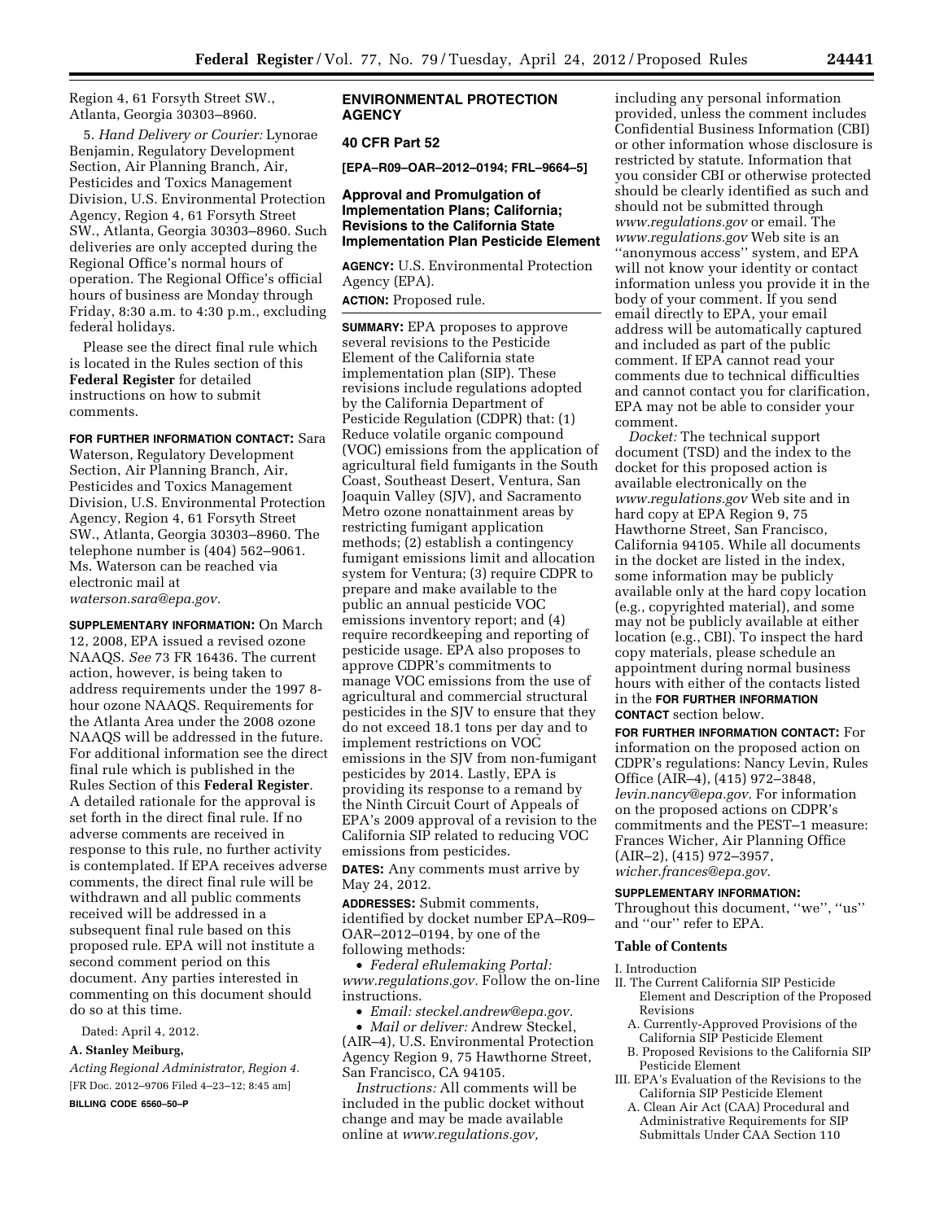Region 4, 61 Forsyth Street SW., Atlanta, Georgia 30303–8960.

5. *Hand Delivery or Courier:* Lynorae Benjamin, Regulatory Development Section, Air Planning Branch, Air, Pesticides and Toxics Management Division, U.S. Environmental Protection Agency, Region 4, 61 Forsyth Street SW., Atlanta, Georgia 30303–8960. Such deliveries are only accepted during the Regional Office's normal hours of operation. The Regional Office's official hours of business are Monday through Friday, 8:30 a.m. to 4:30 p.m., excluding federal holidays.

Please see the direct final rule which is located in the Rules section of this **Federal Register** for detailed instructions on how to submit comments.

**FOR FURTHER INFORMATION CONTACT:** Sara Waterson, Regulatory Development Section, Air Planning Branch, Air, Pesticides and Toxics Management Division, U.S. Environmental Protection Agency, Region 4, 61 Forsyth Street SW., Atlanta, Georgia 30303–8960. The telephone number is (404) 562–9061. Ms. Waterson can be reached via electronic mail at *waterson.sara@epa.gov.*

**SUPPLEMENTARY INFORMATION:** On March 12, 2008, EPA issued a revised ozone NAAQS. *See* 73 FR 16436. The current action, however, is being taken to address requirements under the 1997 8-hour ozone NAAQS. Requirements for the Atlanta Area under the 2008 ozone NAAQS will be addressed in the future. For additional information see the direct final rule which is published in the Rules Section of this **Federal Register**. A detailed rationale for the approval is set forth in the direct final rule. If no adverse comments are received in response to this rule, no further activity is contemplated. If EPA receives adverse comments, the direct final rule will be withdrawn and all public comments received will be addressed in a subsequent final rule based on this proposed rule. EPA will not institute a second comment period on this document. Any parties interested in commenting on this document should do so at this time.

Dated: April 4, 2012.

**A. Stanley Meiburg,**

*Acting Regional Administrator, Region 4.*

[FR Doc. 2012–9706 Filed 4–23–12; 8:45 am]

**BILLING CODE 6560–50–P**

## ENVIRONMENTAL PROTECTION AGENCY

### 40 CFR Part 52

**[EPA–R09–OAR–2012–0194; FRL–9664–5]**

### Approval and Promulgation of Implementation Plans; California; Revisions to the California State Implementation Plan Pesticide Element

**AGENCY:** U.S. Environmental Protection Agency (EPA).

**ACTION:** Proposed rule.

**SUMMARY:** EPA proposes to approve several revisions to the Pesticide Element of the California state implementation plan (SIP). These revisions include regulations adopted by the California Department of Pesticide Regulation (CDPR) that: (1) Reduce volatile organic compound (VOC) emissions from the application of agricultural field fumigants in the South Coast, Southeast Desert, Ventura, San Joaquin Valley (SJV), and Sacramento Metro ozone nonattainment areas by restricting fumigant application methods; (2) establish a contingency fumigant emissions limit and allocation system for Ventura; (3) require CDPR to prepare and make available to the public an annual pesticide VOC emissions inventory report; and (4) require recordkeeping and reporting of pesticide usage. EPA also proposes to approve CDPR's commitments to manage VOC emissions from the use of agricultural and commercial structural pesticides in the SJV to ensure that they do not exceed 18.1 tons per day and to implement restrictions on VOC emissions in the SJV from non-fumigant pesticides by 2014. Lastly, EPA is providing its response to a remand by the Ninth Circuit Court of Appeals of EPA's 2009 approval of a revision to the California SIP related to reducing VOC emissions from pesticides.

**DATES:** Any comments must arrive by May 24, 2012.

**ADDRESSES:** Submit comments, identified by docket number EPA–R09–OAR–2012–0194, by one of the following methods:

- *Federal eRulemaking Portal: www.regulations.gov.* Follow the on-line instructions.
- *Email: steckel.andrew@epa.gov.*
- *Mail or deliver:* Andrew Steckel, (AIR–4), U.S. Environmental Protection Agency Region 9, 75 Hawthorne Street, San Francisco, CA 94105.

*Instructions:* All comments will be included in the public docket without change and may be made available online at *www.regulations.gov,* including any personal information provided, unless the comment includes Confidential Business Information (CBI) or other information whose disclosure is restricted by statute. Information that you consider CBI or otherwise protected should be clearly identified as such and should not be submitted through *www.regulations.gov* or email. The *www.regulations.gov* Web site is an ''anonymous access'' system, and EPA will not know your identity or contact information unless you provide it in the body of your comment. If you send email directly to EPA, your email address will be automatically captured and included as part of the public comment. If EPA cannot read your comments due to technical difficulties and cannot contact you for clarification, EPA may not be able to consider your comment.

*Docket:* The technical support document (TSD) and the index to the docket for this proposed action is available electronically on the *www.regulations.gov* Web site and in hard copy at EPA Region 9, 75 Hawthorne Street, San Francisco, California 94105. While all documents in the docket are listed in the index, some information may be publicly available only at the hard copy location (e.g., copyrighted material), and some may not be publicly available at either location (e.g., CBI). To inspect the hard copy materials, please schedule an appointment during normal business hours with either of the contacts listed in the **FOR FURTHER INFORMATION CONTACT** section below.

**FOR FURTHER INFORMATION CONTACT:** For information on the proposed action on CDPR's regulations: Nancy Levin, Rules Office (AIR–4), (415) 972–3848, *levin.nancy@epa.gov.* For information on the proposed actions on CDPR's commitments and the PEST–1 measure: Frances Wicher, Air Planning Office (AIR–2), (415) 972–3957, *wicher.frances@epa.gov.*

**SUPPLEMENTARY INFORMATION:**

Throughout this document, ''we'', ''us'' and ''our'' refer to EPA.

**Table of Contents**

I. Introduction

II. The Current California SIP Pesticide Element and Description of the Proposed Revisions

A. Currently-Approved Provisions of the California SIP Pesticide Element

B. Proposed Revisions to the California SIP Pesticide Element

III. EPA's Evaluation of the Revisions to the California SIP Pesticide Element

A. Clean Air Act (CAA) Procedural and Administrative Requirements for SIP Submittals Under CAA Section 110